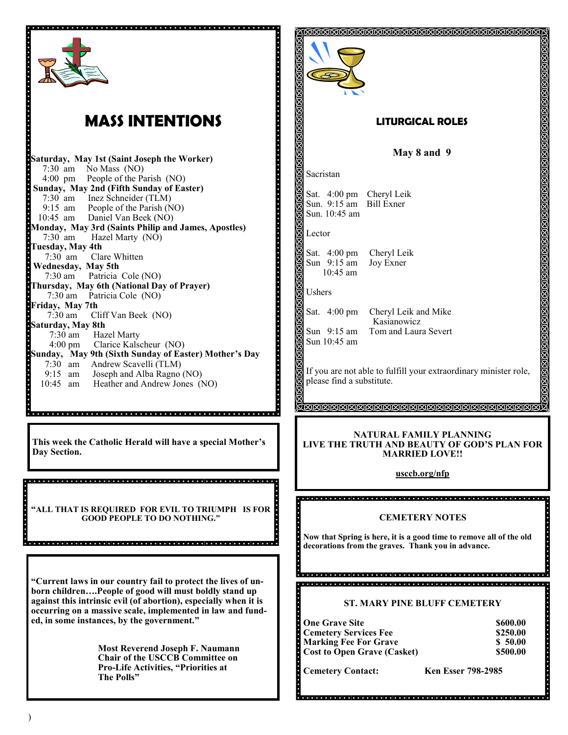## MASS INTENTIONS

**Saturday, May 1st (Saint Joseph the Worker)**
7:30 am No Mass (NO)
4:00 pm People of the Parish (NO)

**Sunday, May 2nd (Fifth Sunday of Easter)**
7:30 am Inez Schneider (TLM)
9:15 am People of the Parish (NO)
10:45 am Daniel Van Beek (NO)

**Monday, May 3rd (Saints Philip and James, Apostles)**
7:30 am Hazel Marty (NO)

**Tuesday, May 4th**
7:30 am Clare Whitten

**Wednesday, May 5th**
7:30 am Patricia Cole (NO)

**Thursday, May 6th (National Day of Prayer)**
7:30 am Patricia Cole (NO)

**Friday, May 7th**
7:30 am Cliff Van Beek (NO)

**Saturday, May 8th**
7:30 am Hazel Marty
4:00 pm Clarice Kalscheur (NO)

**Sunday, May 9th (Sixth Sunday of Easter) Mother's Day**
7:30 am Andrew Scavelli (TLM)
9:15 am Joseph and Alba Ragno (NO)
10:45 am Heather and Andrew Jones (NO)

**This week the Catholic Herald will have a special Mother's Day Section.**

**"ALL THAT IS REQUIRED FOR EVIL TO TRIUMPH IS FOR GOOD PEOPLE TO DO NOTHING."**

**"Current laws in our country fail to protect the lives of unborn children….People of good will must boldly stand up against this intrinsic evil (of abortion), especially when it is occurring on a massive scale, implemented in law and funded, in some instances, by the government."**

**Most Reverend Joseph F. Naumann**
**Chair of the USCCB Committee on Pro-Life Activities, "Priorities at The Polls"**

## LITURGICAL ROLES

**May 8 and 9**

Sacristan

Sat. 4:00 pm Cheryl Leik
Sun. 9:15 am Bill Exner
Sun. 10:45 am

Lector

Sat. 4:00 pm Cheryl Leik
Sun 9:15 am Joy Exner
10:45 am

Ushers

Sat. 4:00 pm Cheryl Leik and Mike Kasianowicz
Sun 9:15 am Tom and Laura Severt
Sun 10:45 am

If you are not able to fulfill your extraordinary minister role, please find a substitute.

**NATURAL FAMILY PLANNING**
**LIVE THE TRUTH AND BEAUTY OF GOD'S PLAN FOR MARRIED LOVE!!**

**usccb.org/nfp**

**CEMETERY NOTES**

**Now that Spring is here, it is a good time to remove all of the old decorations from the graves. Thank you in advance.**

**ST. MARY PINE BLUFF CEMETERY**

| | |
|---|---|
| **One Grave Site** | **$600.00** |
| **Cemetery Services Fee** | **$250.00** |
| **Marking Fee For Grave** | **$ 50.00** |
| **Cost to Open Grave (Casket)** | **$500.00** |

**Cemetery Contact: Ken Esser 798-2985**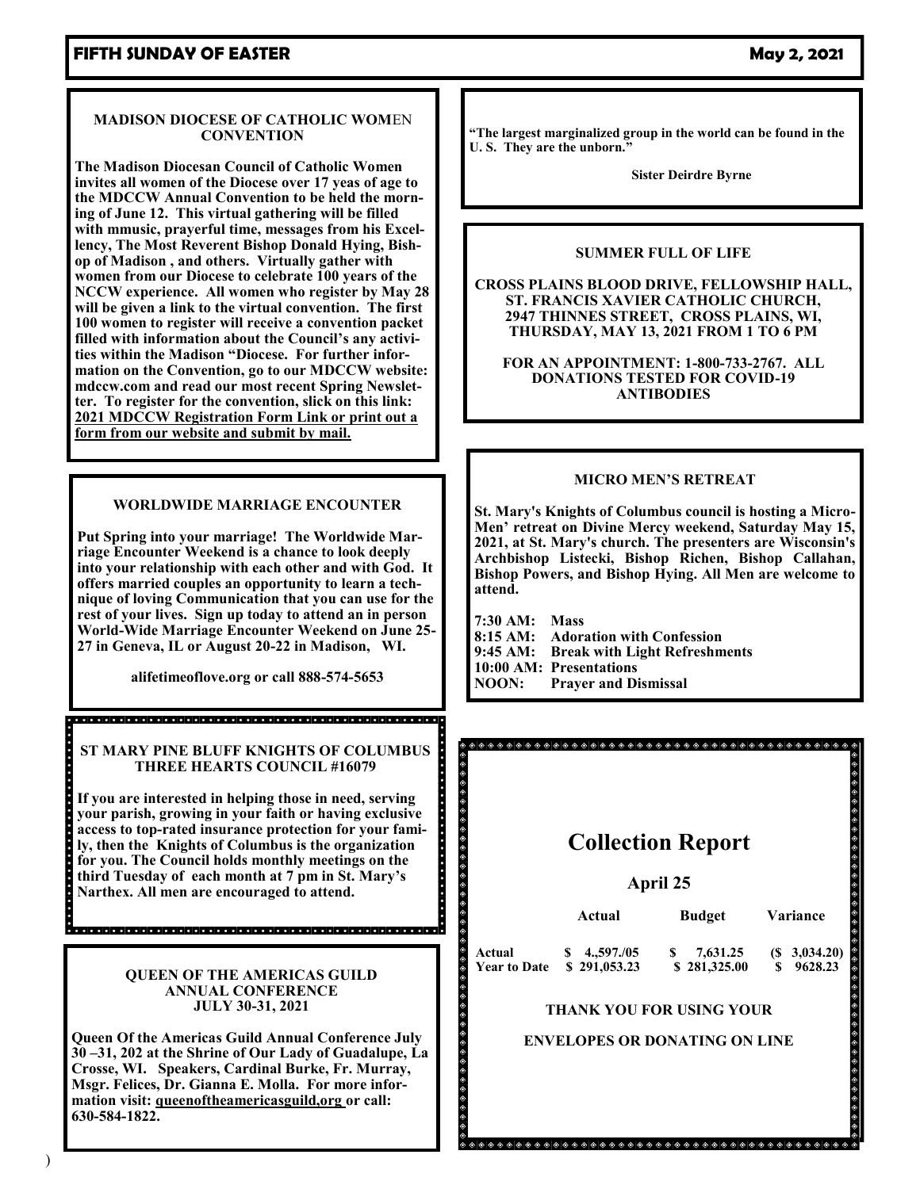# FIFTH SUNDAY OF EASTER

**May 2, 2021**

### MADISON DIOCESE OF CATHOLIC WOMEN CONVENTION

**The Madison Diocesan Council of Catholic Women invites all women of the Diocese over 17 yeas of age to the MDCCW Annual Convention to be held the morning of June 12. This virtual gathering will be filled with mmusic, prayerful time, messages from his Excellency, The Most Reverent Bishop Donald Hying, Bishop of Madison , and others. Virtually gather with women from our Diocese to celebrate 100 years of the NCCW experience. All women who register by May 28 will be given a link to the virtual convention. The first 100 women to register will receive a convention packet filled with information about the Council's any activities within the Madison "Diocese. For further information on the Convention, go to our MDCCW website: mdccw.com and read our most recent Spring Newsletter. To register for the convention, slick on this link: 2021 MDCCW Registration Form Link or print out a form from our website and submit by mail.**

### WORLDWIDE MARRIAGE ENCOUNTER

**Put Spring into your marriage! The Worldwide Marriage Encounter Weekend is a chance to look deeply into your relationship with each other and with God. It offers married couples an opportunity to learn a technique of loving Communication that you can use for the rest of your lives. Sign up today to attend an in person World-Wide Marriage Encounter Weekend on June 25-27 in Geneva, IL or August 20-22 in Madison, WI.**

**alifetimeoflove.org or call 888-574-5653**

### ST MARY PINE BLUFF KNIGHTS OF COLUMBUS THREE HEARTS COUNCIL #16079

**If you are interested in helping those in need, serving your parish, growing in your faith or having exclusive access to top-rated insurance protection for your family, then the Knights of Columbus is the organization for you. The Council holds monthly meetings on the third Tuesday of each month at 7 pm in St. Mary's Narthex. All men are encouraged to attend.**

### QUEEN OF THE AMERICAS GUILD ANNUAL CONFERENCE JULY 30-31, 2021

**Queen Of the Americas Guild Annual Conference July 30 –31, 202 at the Shrine of Our Lady of Guadalupe, La Crosse, WI. Speakers, Cardinal Burke, Fr. Murray, Msgr. Felices, Dr. Gianna E. Molla. For more information visit: queenoftheamericasguild,org or call: 630-584-1822.**

**"The largest marginalized group in the world can be found in the U. S. They are the unborn."**

**Sister Deirdre Byrne**

### SUMMER FULL OF LIFE

**CROSS PLAINS BLOOD DRIVE, FELLOWSHIP HALL, ST. FRANCIS XAVIER CATHOLIC CHURCH, 2947 THINNES STREET, CROSS PLAINS, WI, THURSDAY, MAY 13, 2021 FROM 1 TO 6 PM**

**FOR AN APPOINTMENT: 1-800-733-2767. ALL DONATIONS TESTED FOR COVID-19 ANTIBODIES**

### MICRO MEN'S RETREAT

**St. Mary's Knights of Columbus council is hosting a Micro-Men' retreat on Divine Mercy weekend, Saturday May 15, 2021, at St. Mary's church. The presenters are Wisconsin's Archbishop Listecki, Bishop Richen, Bishop Callahan, Bishop Powers, and Bishop Hying. All Men are welcome to attend.**

**7:30 AM: Mass**
**8:15 AM: Adoration with Confession**
**9:45 AM: Break with Light Refreshments**
**10:00 AM: Presentations**
**NOON: Prayer and Dismissal**

## Collection Report

### April 25

| | Actual | Budget | Variance |
|---|---|---|---|
| Actual | $ 4.,597./05 | $ 7,631.25 | ($ 3,034.20) |
| Year to Date | $ 291,053.23 | $ 281,325.00 | $ 9628.23 |

**THANK YOU FOR USING YOUR**

**ENVELOPES OR DONATING ON LINE**